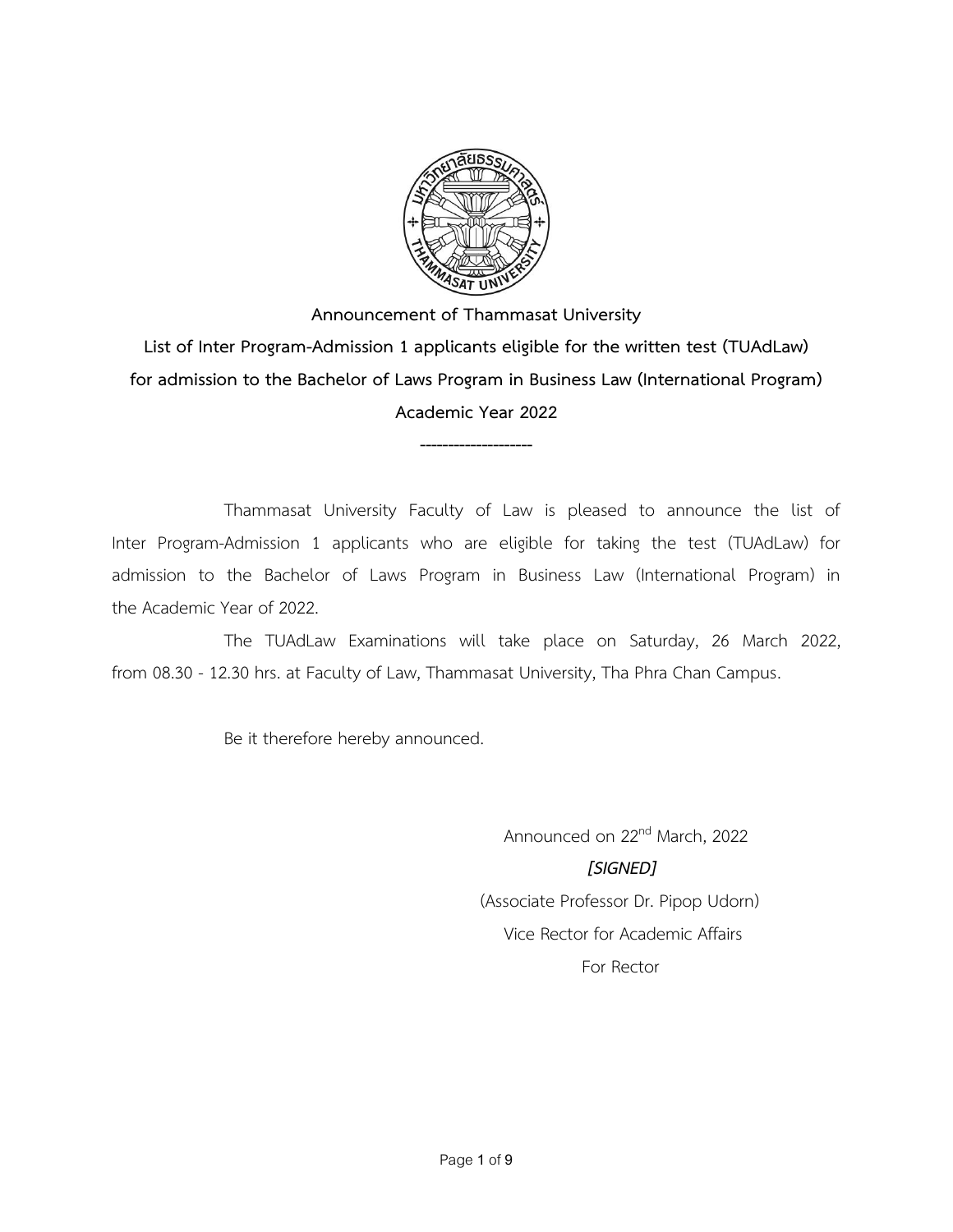# Announcement of Thammasat University

## List of Inter Program-Admission 1 applicants eligible for the written test (TUAdLaw) for admission to the Bachelor of Laws Program in Business Law (International Program) Academic Year 2022

--------------------

Thammasat University Faculty of Law is pleased to announce the list of Inter Program-Admission 1 applicants who are eligible for taking the test (TUAdLaw) for admission to the Bachelor of Laws Program in Business Law (International Program) in the Academic Year of 2022.

The TUAdLaw Examinations will take place on Saturday, 26 March 2022, from 08.30 - 12.30 hrs. at Faculty of Law, Thammasat University, Tha Phra Chan Campus.

Be it therefore hereby announced.

Announced on 22nd March, 2022

***[SIGNED]***

(Associate Professor Dr. Pipop Udorn)

Vice Rector for Academic Affairs

For Rector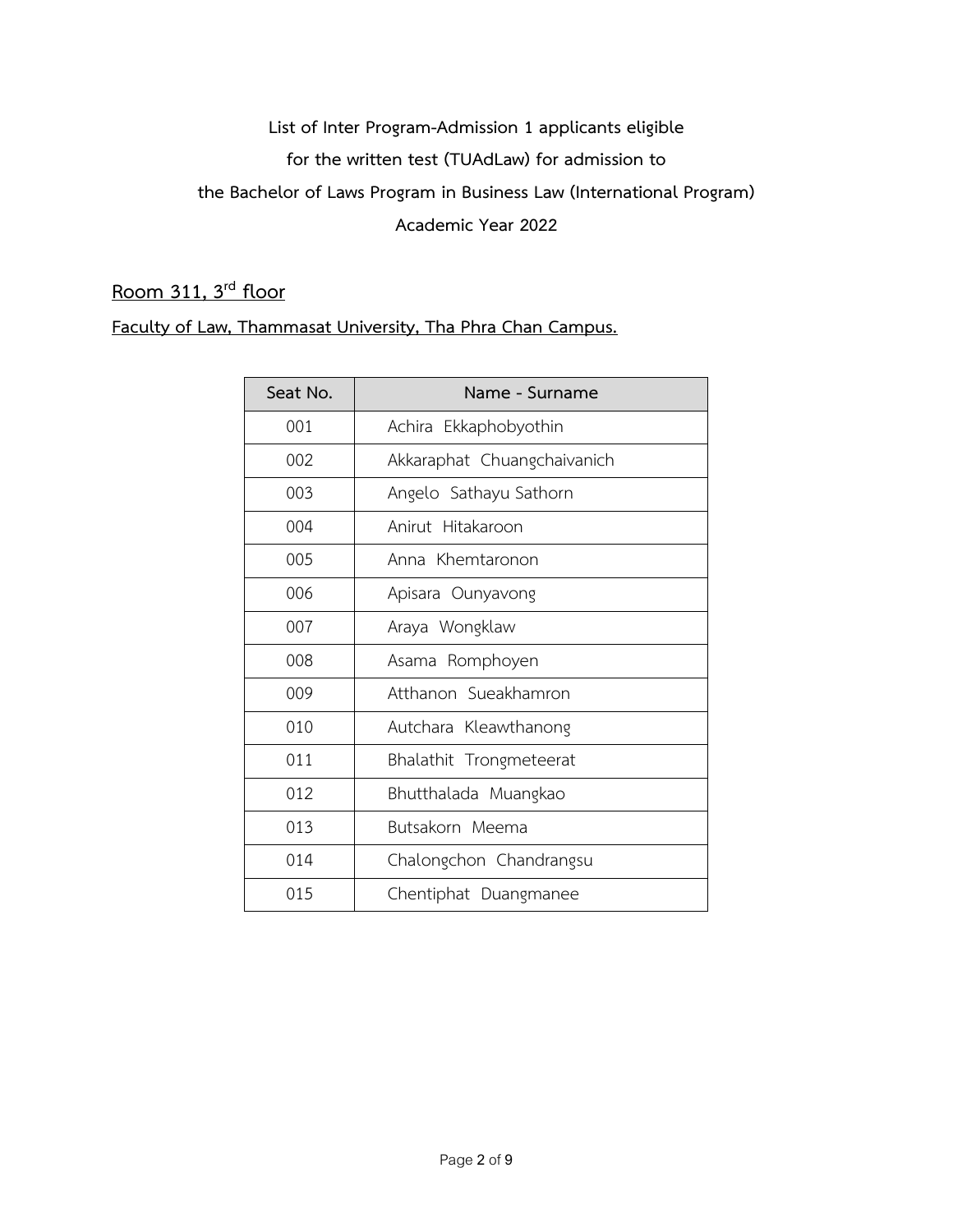**List of Inter Program-Admission 1 applicants eligible**

**for the written test (TUAdLaw) for admission to**

**the Bachelor of Laws Program in Business Law (International Program)**

**Academic Year 2022**

## Room 311, 3rd floor

**Faculty of Law, Thammasat University, Tha Phra Chan Campus.**

| Seat No. | Name - Surname |
|---|---|
| 001 | Achira  Ekkaphobyothin |
| 002 | Akkaraphat  Chuangchaivanich |
| 003 | Angelo  Sathayu Sathorn |
| 004 | Anirut  Hitakaroon |
| 005 | Anna  Khemtaronon |
| 006 | Apisara  Ounyavong |
| 007 | Araya  Wongklaw |
| 008 | Asama  Romphoyen |
| 009 | Atthanon  Sueakhamron |
| 010 | Autchara  Kleawthanong |
| 011 | Bhalathit  Trongmeteerat |
| 012 | Bhutthalada  Muangkao |
| 013 | Butsakorn  Meema |
| 014 | Chalongchon  Chandrangsu |
| 015 | Chentiphat  Duangmanee |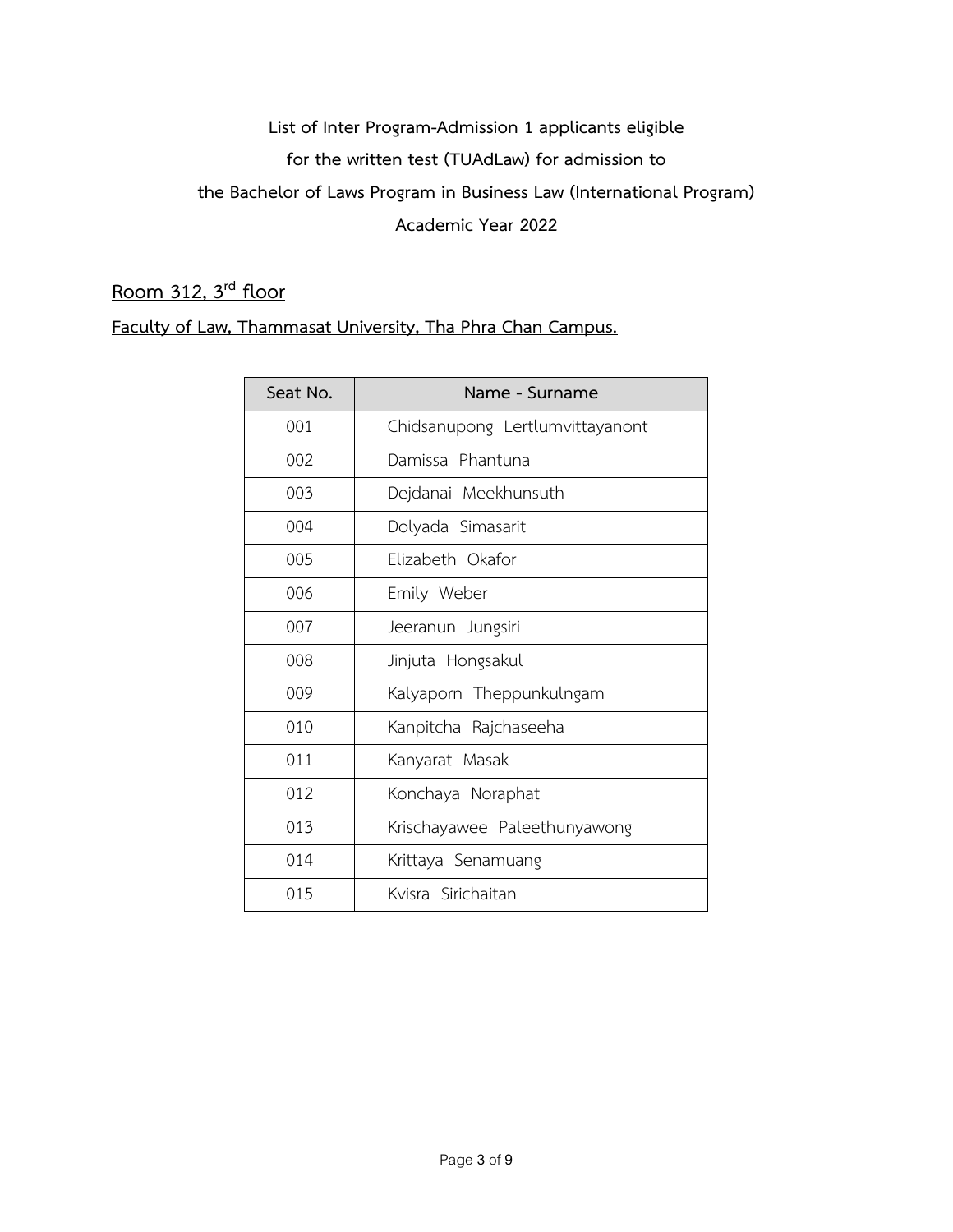**List of Inter Program-Admission 1 applicants eligible**

**for the written test (TUAdLaw) for admission to**

**the Bachelor of Laws Program in Business Law (International Program)**

**Academic Year 2022**

**Room 312, 3rd floor**

**Faculty of Law, Thammasat University, Tha Phra Chan Campus.**

| Seat No. | Name - Surname |
|---|---|
| 001 | Chidsanupong Lertlumvittayanont |
| 002 | Damissa Phantuna |
| 003 | Dejdanai Meekhunsuth |
| 004 | Dolyada Simasarit |
| 005 | Elizabeth Okafor |
| 006 | Emily Weber |
| 007 | Jeeranun Jungsiri |
| 008 | Jinjuta Hongsakul |
| 009 | Kalyaporn Theppunkulngam |
| 010 | Kanpitcha Rajchaseeha |
| 011 | Kanyarat Masak |
| 012 | Konchaya Noraphat |
| 013 | Krischayawee Paleethunyawong |
| 014 | Krittaya Senamuang |
| 015 | Kvisra Sirichaitan |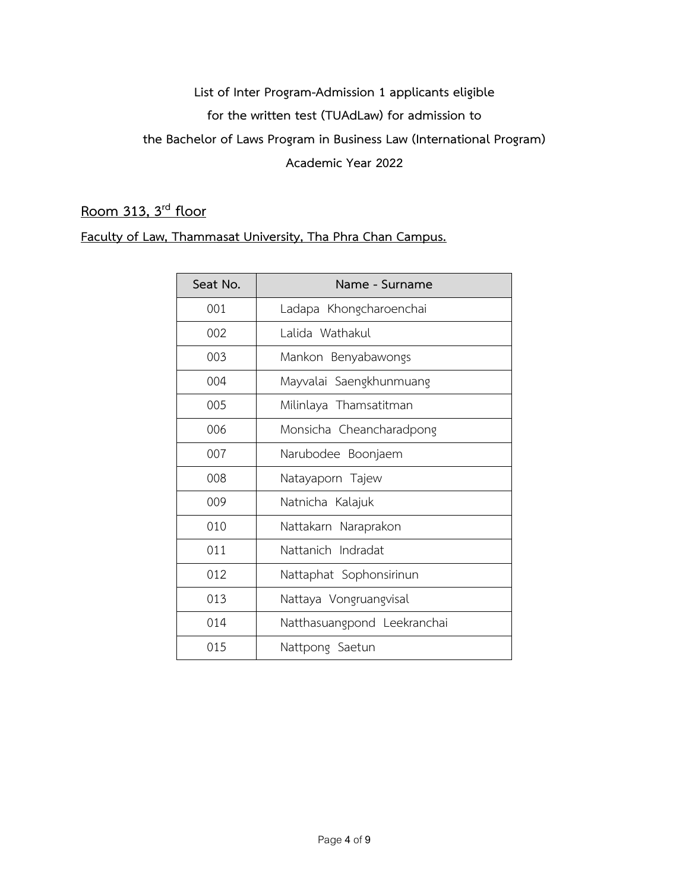**List of Inter Program-Admission 1 applicants eligible**

**for the written test (TUAdLaw) for admission to**

**the Bachelor of Laws Program in Business Law (International Program)**

**Academic Year 2022**

## Room 313, 3rd floor

**Faculty of Law, Thammasat University, Tha Phra Chan Campus.**

| Seat No. | Name - Surname |
|---|---|
| 001 | Ladapa Khongcharoenchai |
| 002 | Lalida Wathakul |
| 003 | Mankon Benyabawongs |
| 004 | Mayvalai Saengkhunmuang |
| 005 | Milinlaya Thamsatitman |
| 006 | Monsicha Cheancharadpong |
| 007 | Narubodee Boonjaem |
| 008 | Natayaporn Tajew |
| 009 | Natnicha Kalajuk |
| 010 | Nattakarn Naraprakon |
| 011 | Nattanich Indradat |
| 012 | Nattaphat Sophonsirinun |
| 013 | Nattaya Vongruangvisal |
| 014 | Natthasuangpond Leekranchai |
| 015 | Nattpong Saetun |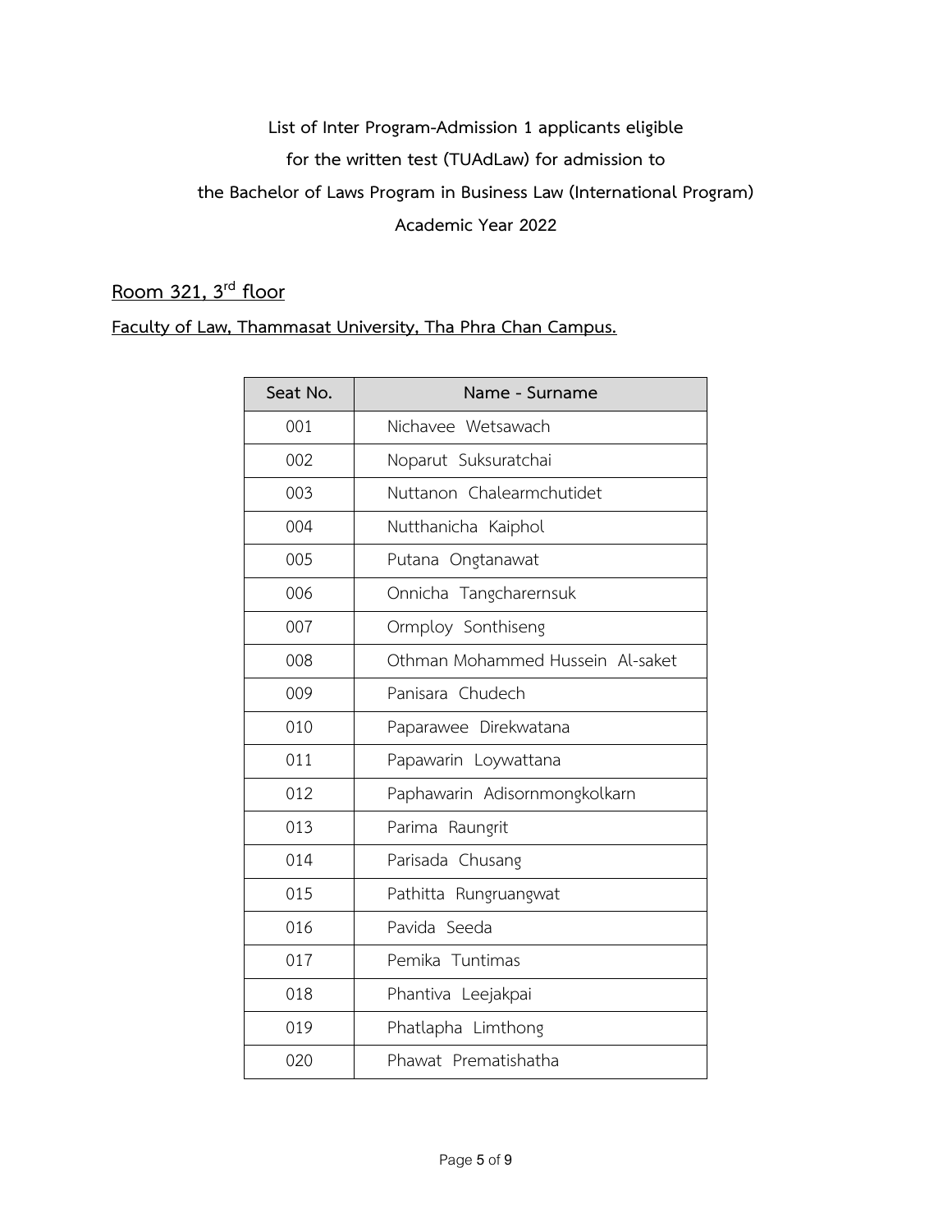**List of Inter Program-Admission 1 applicants eligible**

**for the written test (TUAdLaw) for admission to**

**the Bachelor of Laws Program in Business Law (International Program)**

**Academic Year 2022**

## Room 321, 3rd floor

**Faculty of Law, Thammasat University, Tha Phra Chan Campus.**

| Seat No. | Name - Surname |
|---|---|
| 001 | Nichavee Wetsawach |
| 002 | Noparut Suksuratchai |
| 003 | Nuttanon Chalearmchutidet |
| 004 | Nutthanicha Kaiphol |
| 005 | Putana Ongtanawat |
| 006 | Onnicha Tangcharernsuk |
| 007 | Ormploy Sonthiseng |
| 008 | Othman Mohammed Hussein Al-saket |
| 009 | Panisara Chudech |
| 010 | Paparawee Direkwatana |
| 011 | Papawarin Loywattana |
| 012 | Paphawarin Adisornmongkolkarn |
| 013 | Parima Raungrit |
| 014 | Parisada Chusang |
| 015 | Pathitta Rungruangwat |
| 016 | Pavida Seeda |
| 017 | Pemika Tuntimas |
| 018 | Phantiva Leejakpai |
| 019 | Phatlapha Limthong |
| 020 | Phawat Prematishatha |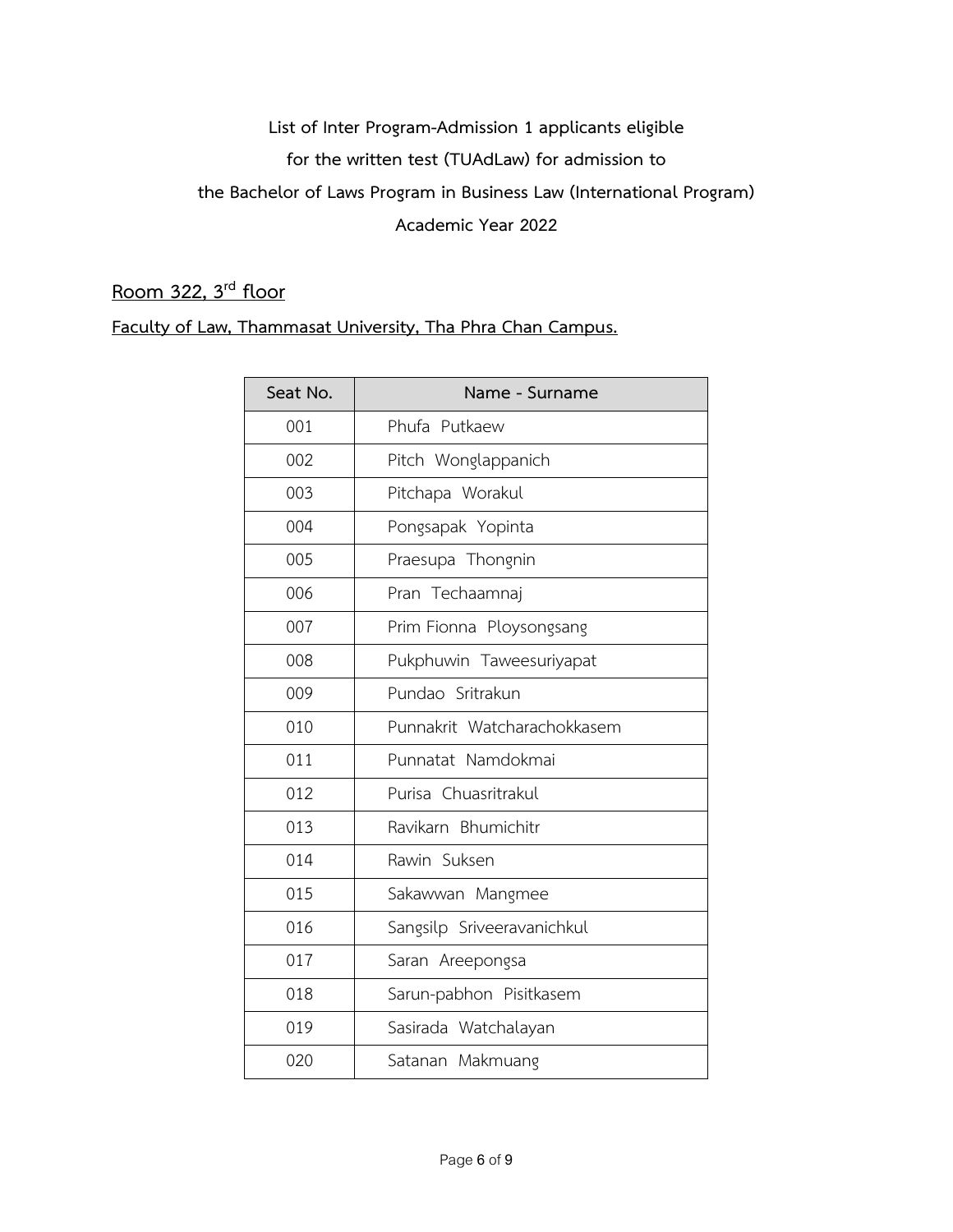**List of Inter Program-Admission 1 applicants eligible**

**for the written test (TUAdLaw) for admission to**

**the Bachelor of Laws Program in Business Law (International Program)**

**Academic Year 2022**

## Room 322, 3rd floor

**Faculty of Law, Thammasat University, Tha Phra Chan Campus.**

| Seat No. | Name - Surname |
|---|---|
| 001 | Phufa Putkaew |
| 002 | Pitch Wonglappanich |
| 003 | Pitchapa Worakul |
| 004 | Pongsapak Yopinta |
| 005 | Praesupa Thongnin |
| 006 | Pran Techaamnaj |
| 007 | Prim Fionna Ploysongsang |
| 008 | Pukphuwin Taweesuriyapat |
| 009 | Pundao Sritrakun |
| 010 | Punnakrit Watcharachokkasem |
| 011 | Punnatat Namdokmai |
| 012 | Purisa Chuasritrakul |
| 013 | Ravikarn Bhumichitr |
| 014 | Rawin Suksen |
| 015 | Sakawwan Mangmee |
| 016 | Sangsilp Sriveeravanichkul |
| 017 | Saran Areepongsa |
| 018 | Sarun-pabhon Pisitkasem |
| 019 | Sasirada Watchalayan |
| 020 | Satanan Makmuang |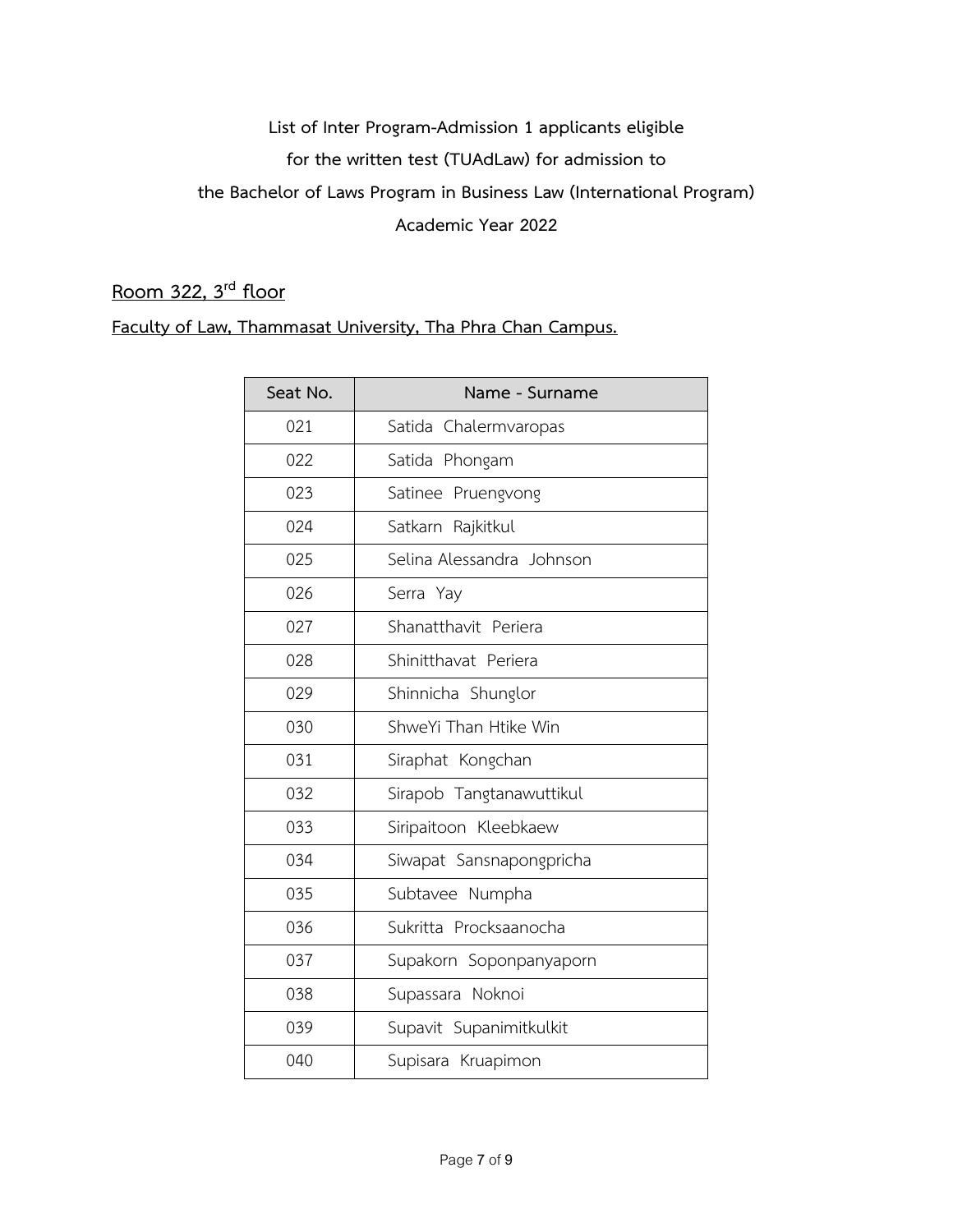**List of Inter Program-Admission 1 applicants eligible**

**for the written test (TUAdLaw) for admission to**

**the Bachelor of Laws Program in Business Law (International Program)**

**Academic Year 2022**

## Room 322, 3rd floor

**Faculty of Law, Thammasat University, Tha Phra Chan Campus.**

| Seat No. | Name - Surname |
|---|---|
| 021 | Satida Chalermvaropas |
| 022 | Satida Phongam |
| 023 | Satinee Pruengvong |
| 024 | Satkarn Rajkitkul |
| 025 | Selina Alessandra Johnson |
| 026 | Serra Yay |
| 027 | Shanatthavit Periera |
| 028 | Shinitthavat Periera |
| 029 | Shinnicha Shunglor |
| 030 | ShweYi Than Htike Win |
| 031 | Siraphat Kongchan |
| 032 | Sirapob Tangtanawuttikul |
| 033 | Siripaitoon Kleebkaew |
| 034 | Siwapat Sansnapongpricha |
| 035 | Subtavee Numpha |
| 036 | Sukritta Procksaanocha |
| 037 | Supakorn Soponpanyaporn |
| 038 | Supassara Noknoi |
| 039 | Supavit Supanimitkulkit |
| 040 | Supisara Kruapimon |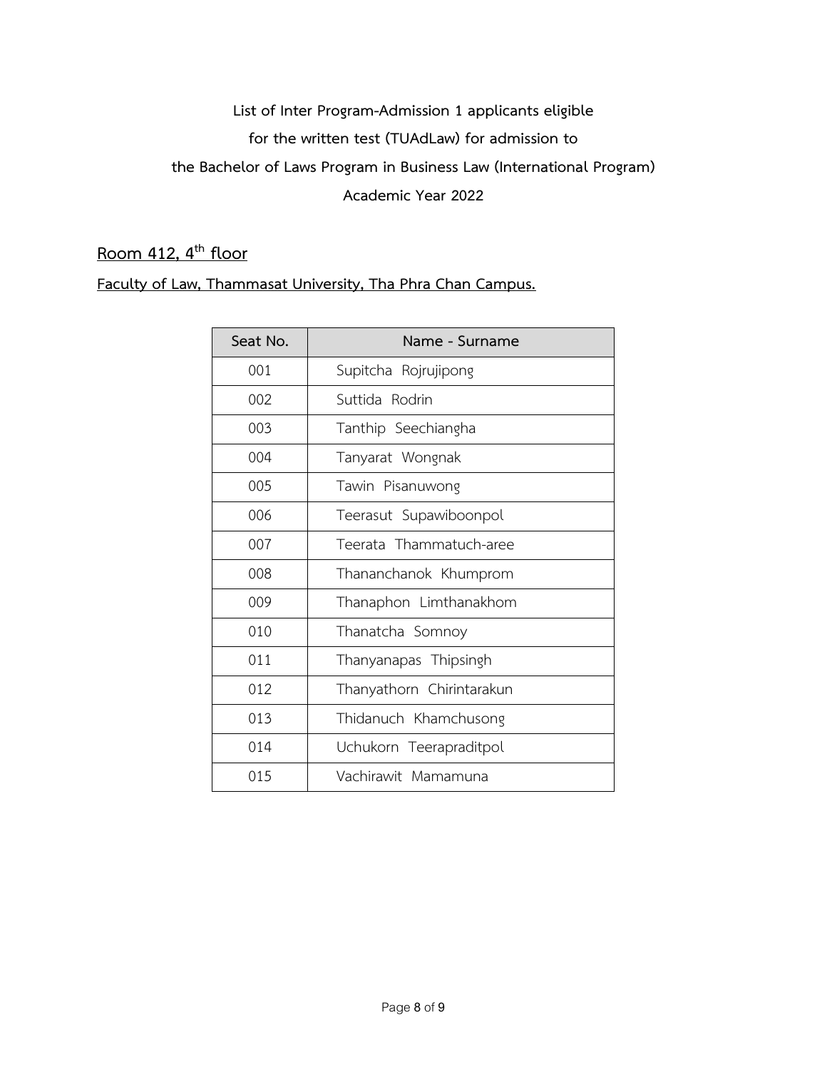**List of Inter Program-Admission 1 applicants eligible**

**for the written test (TUAdLaw) for admission to**

**the Bachelor of Laws Program in Business Law (International Program)**

**Academic Year 2022**

## Room 412, 4th floor

**Faculty of Law, Thammasat University, Tha Phra Chan Campus.**

| Seat No. | Name - Surname |
|---|---|
| 001 | Supitcha Rojrujipong |
| 002 | Suttida Rodrin |
| 003 | Tanthip Seechiangha |
| 004 | Tanyarat Wongnak |
| 005 | Tawin Pisanuwong |
| 006 | Teerasut Supawiboonpol |
| 007 | Teerata Thammatuch-aree |
| 008 | Thananchanok Khumprom |
| 009 | Thanaphon Limthanakhom |
| 010 | Thanatcha Somnoy |
| 011 | Thanyanapas Thipsingh |
| 012 | Thanyathorn Chirintarakun |
| 013 | Thidanuch Khamchusong |
| 014 | Uchukorn Teerapraditpol |
| 015 | Vachirawit Mamamuna |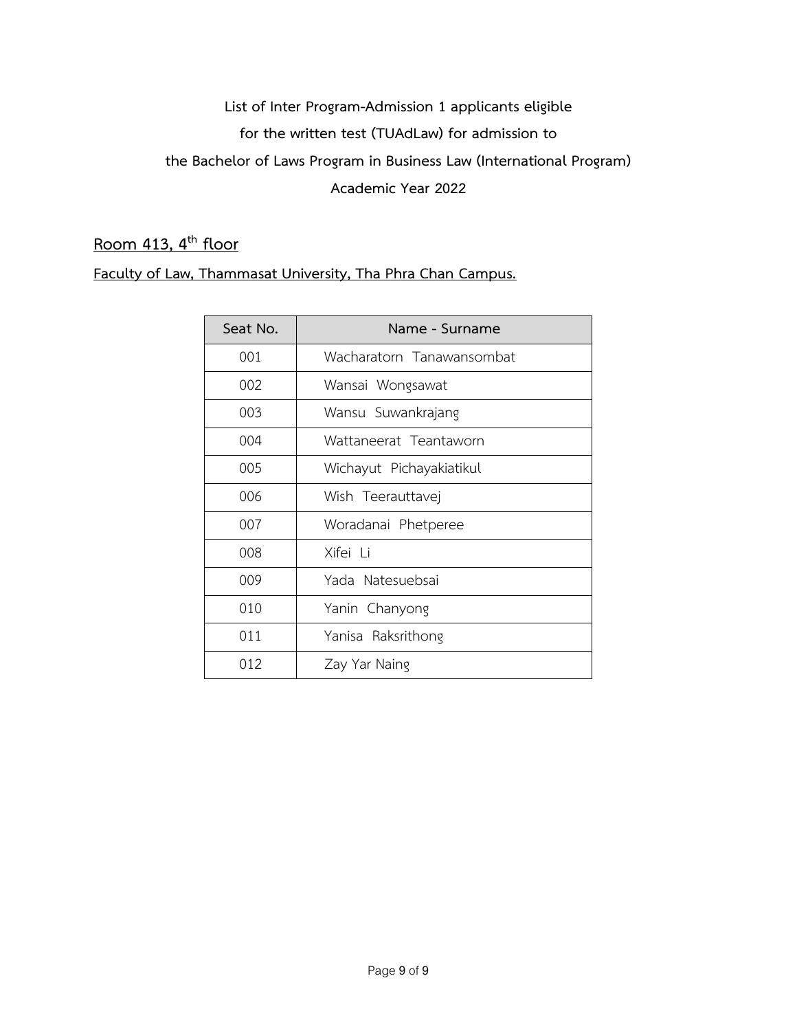**List of Inter Program-Admission 1 applicants eligible**

**for the written test (TUAdLaw) for admission to**

**the Bachelor of Laws Program in Business Law (International Program)**

**Academic Year 2022**

## Room 413, 4th floor

**Faculty of Law, Thammasat University, Tha Phra Chan Campus.**

| Seat No. | Name - Surname |
|---|---|
| 001 | Wacharatorn Tanawansombat |
| 002 | Wansai Wongsawat |
| 003 | Wansu Suwankrajang |
| 004 | Wattaneerat Teantaworn |
| 005 | Wichayut Pichayakiatikul |
| 006 | Wish Teerauttavej |
| 007 | Woradanai Phetperee |
| 008 | Xifei Li |
| 009 | Yada Natesuebsai |
| 010 | Yanin Chanyong |
| 011 | Yanisa Raksrithong |
| 012 | Zay Yar Naing |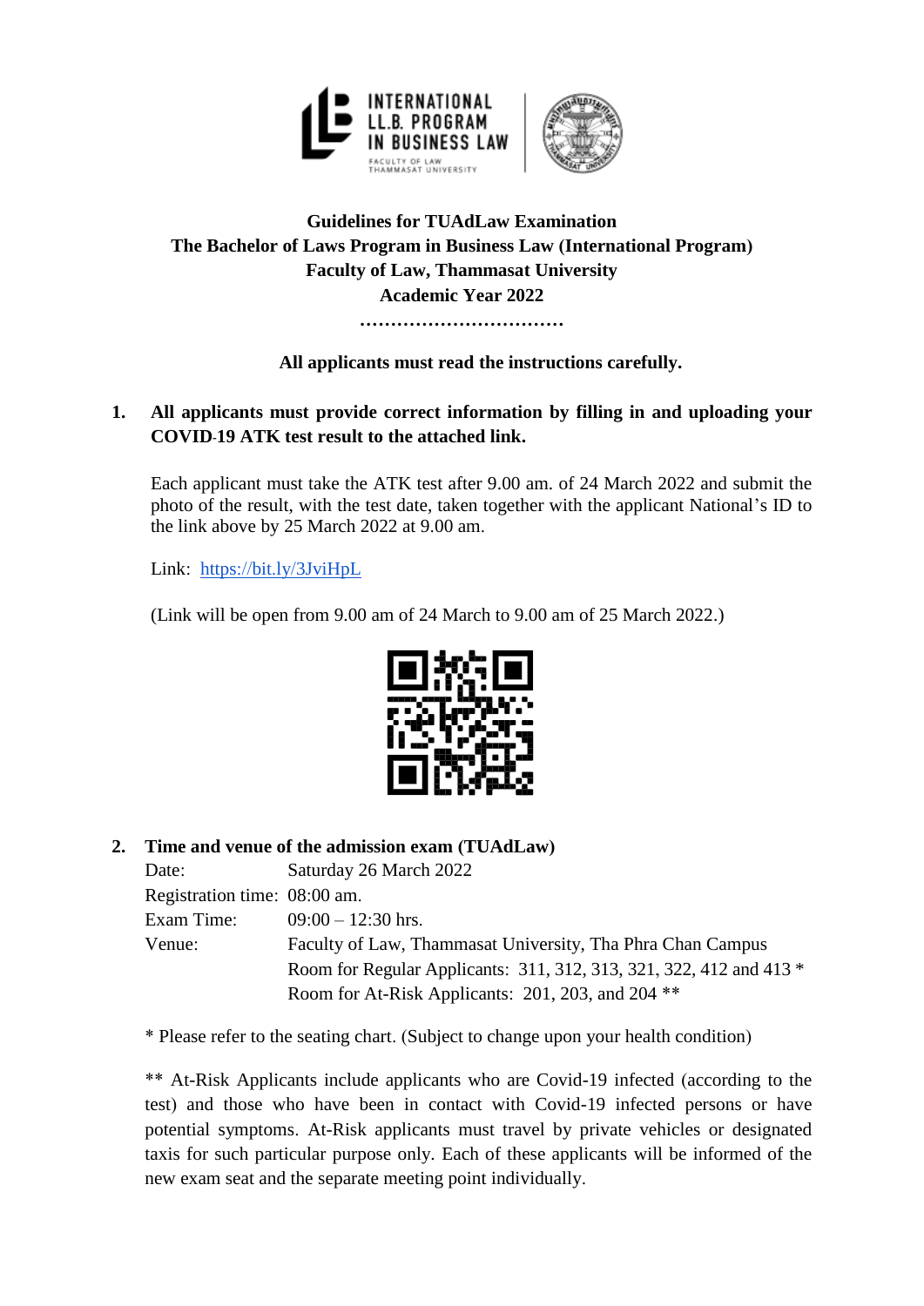**Guidelines for TUAdLaw Examination**
**The Bachelor of Laws Program in Business Law (International Program)**
**Faculty of Law, Thammasat University**
**Academic Year 2022**

……………………………

**All applicants must read the instructions carefully.**

1. **All applicants must provide correct information by filling in and uploading your COVID-19 ATK test result to the attached link.**

   Each applicant must take the ATK test after 9.00 am. of 24 March 2022 and submit the photo of the result, with the test date, taken together with the applicant National's ID to the link above by 25 March 2022 at 9.00 am.

   Link: https://bit.ly/3JviHpL

   (Link will be open from 9.00 am of 24 March to 9.00 am of 25 March 2022.)

2. **Time and venue of the admission exam (TUAdLaw)**

   Date: Saturday 26 March 2022
   Registration time: 08:00 am.
   Exam Time: 09:00 – 12:30 hrs.
   Venue: Faculty of Law, Thammasat University, Tha Phra Chan Campus
   Room for Regular Applicants: 311, 312, 313, 321, 322, 412 and 413 *
   Room for At-Risk Applicants: 201, 203, and 204 **

   * Please refer to the seating chart. (Subject to change upon your health condition)

   ** At-Risk Applicants include applicants who are Covid-19 infected (according to the test) and those who have been in contact with Covid-19 infected persons or have potential symptoms. At-Risk applicants must travel by private vehicles or designated taxis for such particular purpose only. Each of these applicants will be informed of the new exam seat and the separate meeting point individually.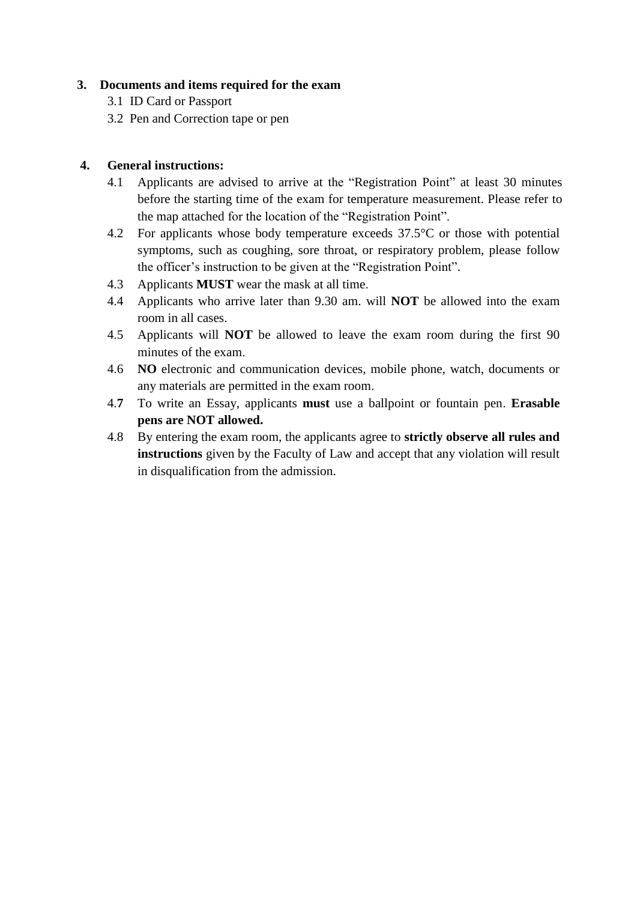3. **Documents and items required for the exam**
   - 3.1 ID Card or Passport
   - 3.2 Pen and Correction tape or pen

4. **General instructions:**
   - 4.1 Applicants are advised to arrive at the "Registration Point" at least 30 minutes before the starting time of the exam for temperature measurement. Please refer to the map attached for the location of the "Registration Point".
   - 4.2 For applicants whose body temperature exceeds 37.5°C or those with potential symptoms, such as coughing, sore throat, or respiratory problem, please follow the officer's instruction to be given at the "Registration Point".
   - 4.3 Applicants **MUST** wear the mask at all time.
   - 4.4 Applicants who arrive later than 9.30 am. will **NOT** be allowed into the exam room in all cases.
   - 4.5 Applicants will **NOT** be allowed to leave the exam room during the first 90 minutes of the exam.
   - 4.6 **NO** electronic and communication devices, mobile phone, watch, documents or any materials are permitted in the exam room.
   - 4.**7** To write an Essay, applicants **must** use a ballpoint or fountain pen. **Erasable pens are NOT allowed.**
   - 4.8 By entering the exam room, the applicants agree to **strictly observe all rules and instructions** given by the Faculty of Law and accept that any violation will result in disqualification from the admission.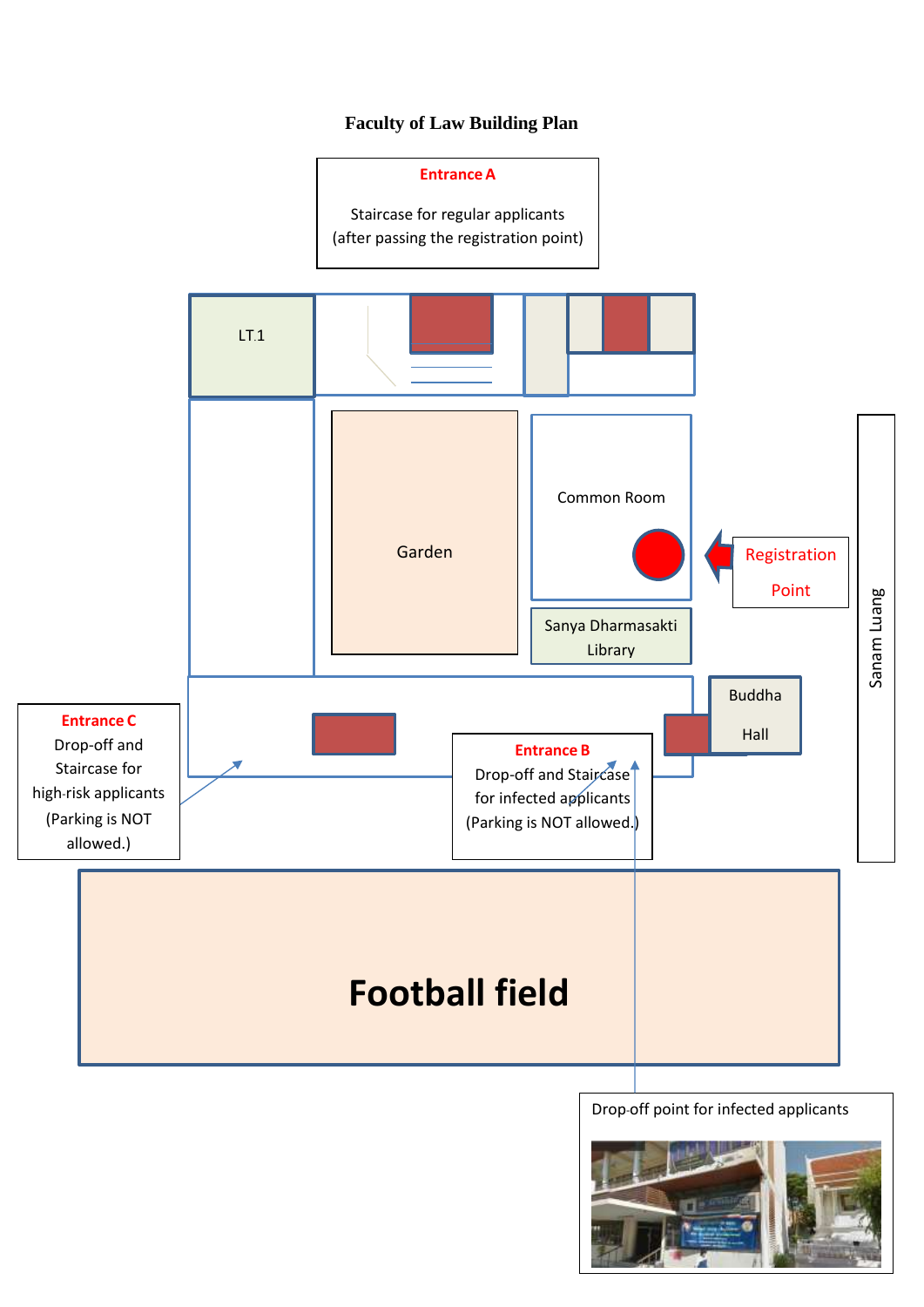# Faculty of Law Building Plan

**Entrance A**

Staircase for regular applicants
(after passing the registration point)

LT.1

Garden

Common Room

Registration Point

Sanya Dharmasakti Library

Buddha Hall

Sanam Luang

**Entrance C**
Drop-off and Staircase for high-risk applicants
(Parking is NOT allowed.)

**Entrance B**
Drop-off and Staircase for infected applicants
(Parking is NOT allowed.)

Football field

Drop-off point for infected applicants